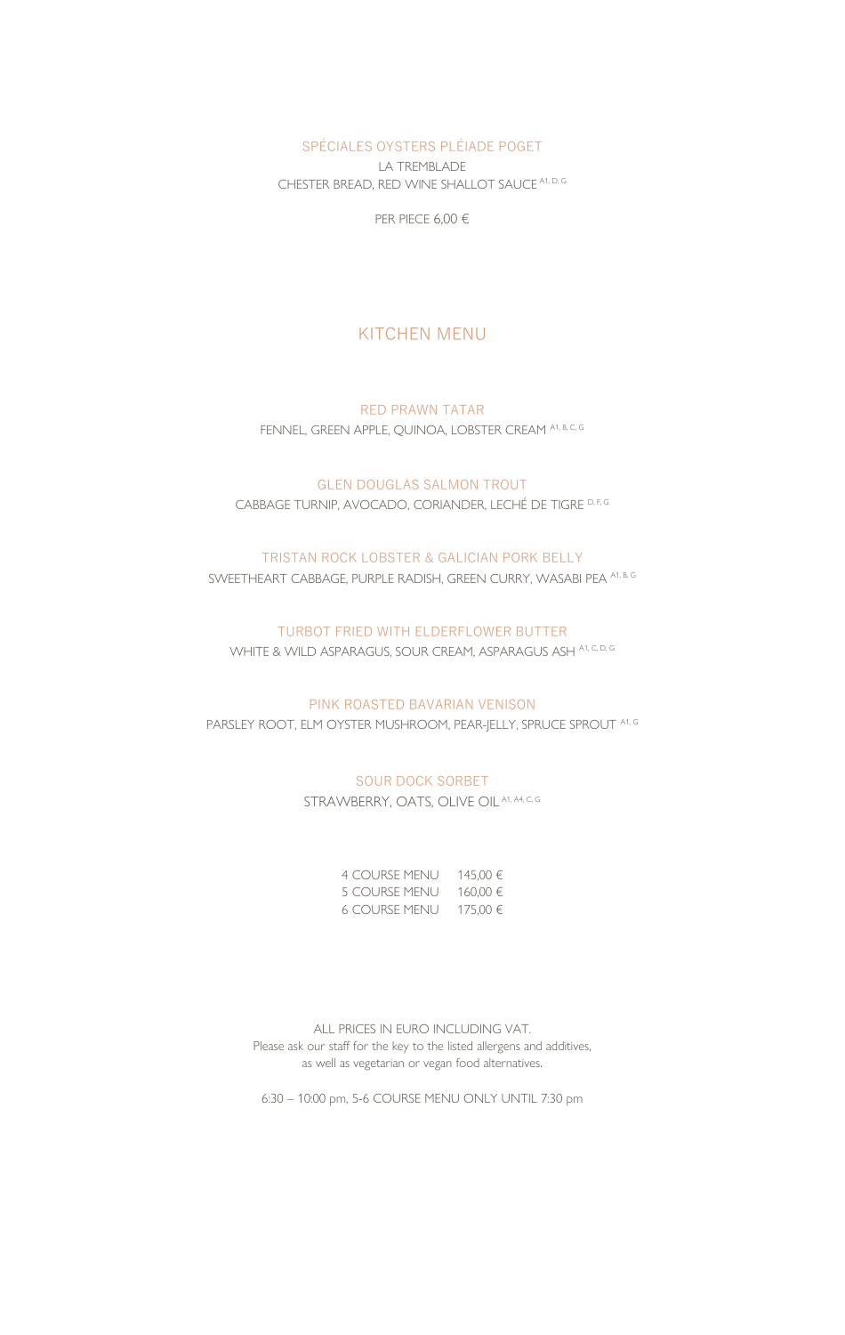### SPÉCIALES OYSTERS PLÉIADE POGET

LA TREMBLADE
CHESTER BREAD, RED WINE SHALLOT SAUCE [A1, D, G]

PER PIECE 6,00 €

## KITCHEN MENU

### RED PRAWN TATAR

FENNEL, GREEN APPLE, QUINOA, LOBSTER CREAM [A1, B, C, G]

### GLEN DOUGLAS SALMON TROUT

CABBAGE TURNIP, AVOCADO, CORIANDER, LECHÉ DE TIGRE [D, F, G]

### TRISTAN ROCK LOBSTER & GALICIAN PORK BELLY

SWEETHEART CABBAGE, PURPLE RADISH, GREEN CURRY, WASABI PEA [A1, B, G]

### TURBOT FRIED WITH ELDERFLOWER BUTTER

WHITE & WILD ASPARAGUS, SOUR CREAM, ASPARAGUS ASH [A1, C, D, G]

### PINK ROASTED BAVARIAN VENISON

PARSLEY ROOT, ELM OYSTER MUSHROOM, PEAR-JELLY, SPRUCE SPROUT [A1, G]

### SOUR DOCK SORBET

STRAWBERRY, OATS, OLIVE OIL [A1, A4, C, G]

| | |
|---|---|
| 4 COURSE MENU | 145,00 € |
| 5 COURSE MENU | 160,00 € |
| 6 COURSE MENU | 175,00 € |

ALL PRICES IN EURO INCLUDING VAT.
Please ask our staff for the key to the listed allergens and additives,
as well as vegetarian or vegan food alternatives.

6:30 – 10:00 pm, 5-6 COURSE MENU ONLY UNTIL 7:30 pm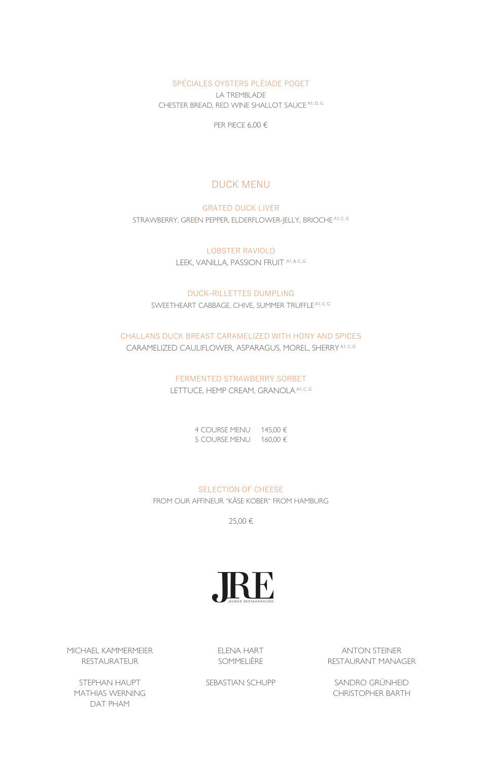SPÉCIALES OYSTERS PLÉIADE POGET

LA TREMBLADE

CHESTER BREAD, RED WINE SHALLOT SAUCE [A1, D, G]

PER PIECE 6,00 €

## DUCK MENU

GRATED DUCK LIVER

STRAWBERRY, GREEN PEPPER, ELDERFLOWER-JELLY, BRIOCHE [A1, C, G]

LOBSTER RAVIOLO

LEEK, VANILLA, PASSION FRUIT [A1, B, C, G]

DUCK-RILLETTES DUMPLING

SWEETHEART CABBAGE, CHIVE, SUMMER TRUFFLE [A1, C, G]

CHALLANS DUCK BREAST CARAMELIZED WITH HONY AND SPICES

CARAMELIZED CAULIFLOWER, ASPARAGUS, MOREL, SHERRY [A1, C, G]

FERMENTED STRAWBERRY SORBET

LETTUCE, HEMP CREAM, GRANOLA [A1, C, G]

| | |
|---|---|
| 4 COURSE MENU | 145,00 € |
| 5 COURSE MENU | 160,00 € |

SELECTION OF CHEESE

FROM OUR AFFINEUR "KÄSE KOBER" FROM HAMBURG

25,00 €

JRE

JEUNES RESTAURATEURS

MICHAEL KAMMERMEIER
RESTAURATEUR

STEPHAN HAUPT
MATHIAS WERNING
DAT PHAM

ELENA HART
SOMMELIÈRE

SEBASTIAN SCHUPP

ANTON STEINER
RESTAURANT MANAGER

SANDRO GRÜNHEID
CHRISTOPHER BARTH